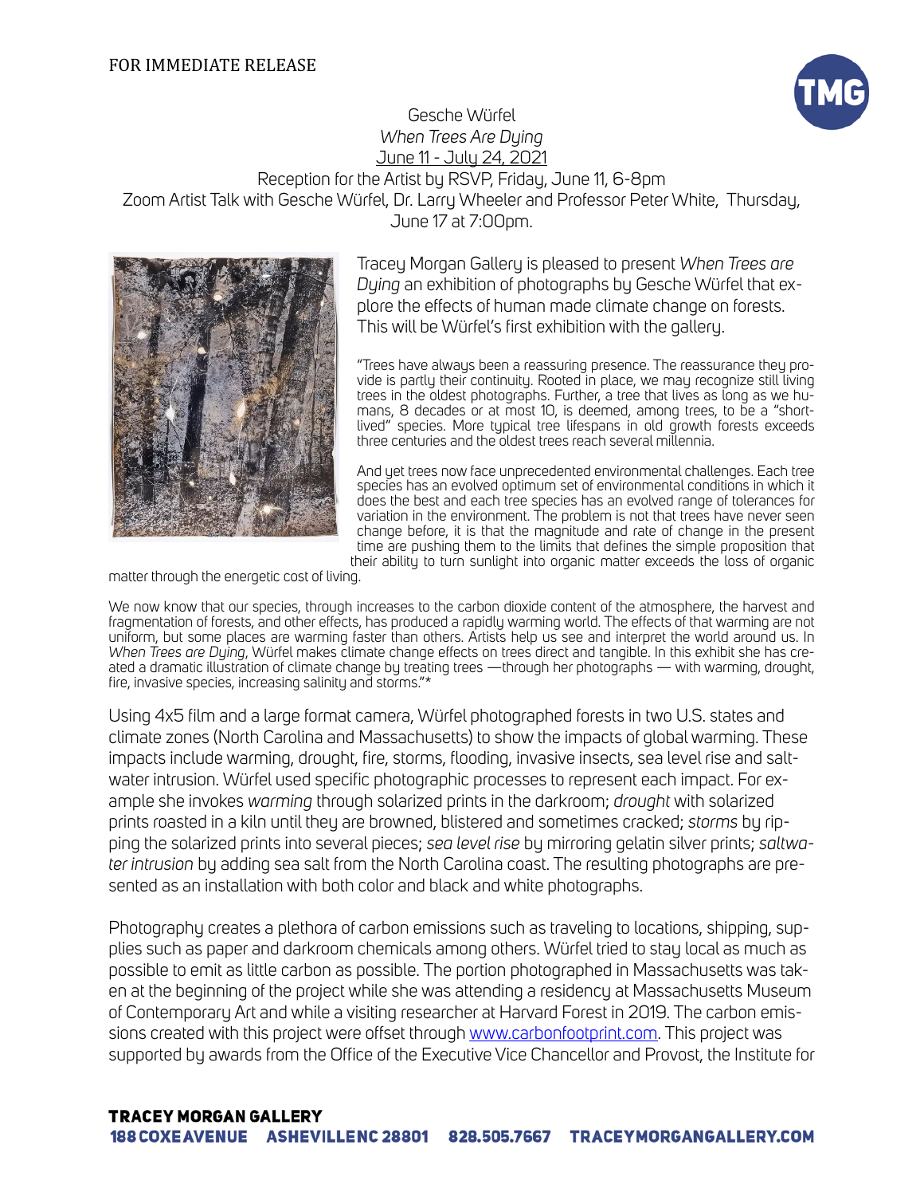FOR IMMEDIATE RELEASE

Gesche Würfel
*When Trees Are Dying*
June 11 - July 24, 2021
Reception for the Artist by RSVP, Friday, June 11, 6-8pm
Zoom Artist Talk with Gesche Würfel, Dr. Larry Wheeler and Professor Peter White, Thursday, June 17 at 7:00pm.

Tracey Morgan Gallery is pleased to present *When Trees are Dying* an exhibition of photographs by Gesche Würfel that explore the effects of human made climate change on forests. This will be Würfel's first exhibition with the gallery.

"Trees have always been a reassuring presence. The reassurance they provide is partly their continuity. Rooted in place, we may recognize still living trees in the oldest photographs. Further, a tree that lives as long as we humans, 8 decades or at most 10, is deemed, among trees, to be a "short-lived" species. More typical tree lifespans in old growth forests exceeds three centuries and the oldest trees reach several millennia.

And yet trees now face unprecedented environmental challenges. Each tree species has an evolved optimum set of environmental conditions in which it does the best and each tree species has an evolved range of tolerances for variation in the environment. The problem is not that trees have never seen change before, it is that the magnitude and rate of change in the present time are pushing them to the limits that defines the simple proposition that their ability to turn sunlight into organic matter exceeds the loss of organic matter through the energetic cost of living.

We now know that our species, through increases to the carbon dioxide content of the atmosphere, the harvest and fragmentation of forests, and other effects, has produced a rapidly warming world. The effects of that warming are not uniform, but some places are warming faster than others. Artists help us see and interpret the world around us. In *When Trees are Dying*, Würfel makes climate change effects on trees direct and tangible. In this exhibit she has created a dramatic illustration of climate change by treating trees —through her photographs — with warming, drought, fire, invasive species, increasing salinity and storms."*

Using 4x5 film and a large format camera, Würfel photographed forests in two U.S. states and climate zones (North Carolina and Massachusetts) to show the impacts of global warming. These impacts include warming, drought, fire, storms, flooding, invasive insects, sea level rise and saltwater intrusion. Würfel used specific photographic processes to represent each impact. For example she invokes *warming* through solarized prints in the darkroom; *drought* with solarized prints roasted in a kiln until they are browned, blistered and sometimes cracked; *storms* by ripping the solarized prints into several pieces; *sea level rise* by mirroring gelatin silver prints; *saltwater intrusion* by adding sea salt from the North Carolina coast. The resulting photographs are presented as an installation with both color and black and white photographs.

Photography creates a plethora of carbon emissions such as traveling to locations, shipping, supplies such as paper and darkroom chemicals among others. Würfel tried to stay local as much as possible to emit as little carbon as possible. The portion photographed in Massachusetts was taken at the beginning of the project while she was attending a residency at Massachusetts Museum of Contemporary Art and while a visiting researcher at Harvard Forest in 2019. The carbon emissions created with this project were offset through www.carbonfootprint.com. This project was supported by awards from the Office of the Executive Vice Chancellor and Provost, the Institute for

**TRACEY MORGAN GALLERY**
**188 COXE AVENUE ASHEVILLE NC 28801 828.505.7667 TRACEYMORGANGALLERY.COM**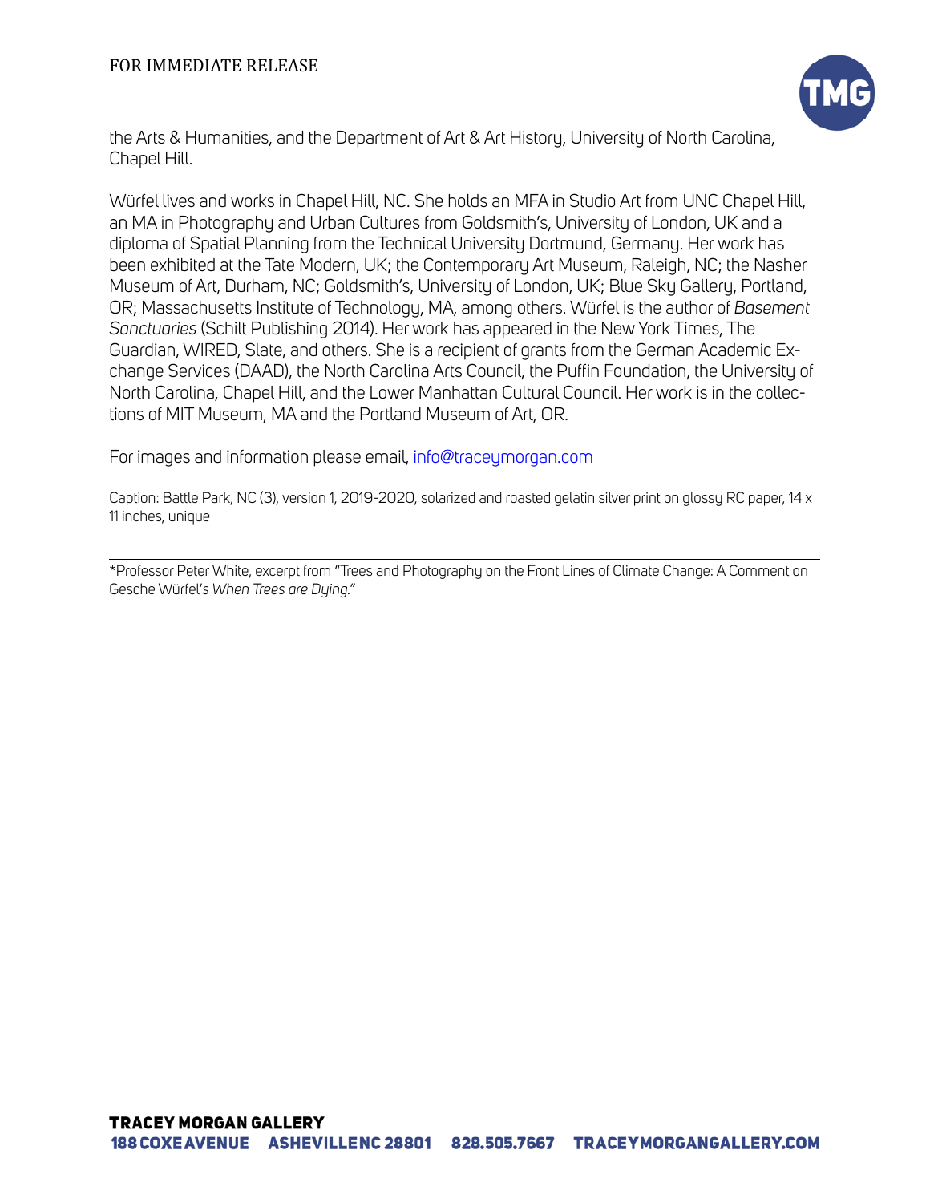the Arts & Humanities, and the Department of Art & Art History, University of North Carolina, Chapel Hill.

Würfel lives and works in Chapel Hill, NC. She holds an MFA in Studio Art from UNC Chapel Hill, an MA in Photography and Urban Cultures from Goldsmith's, University of London, UK and a diploma of Spatial Planning from the Technical University Dortmund, Germany. Her work has been exhibited at the Tate Modern, UK; the Contemporary Art Museum, Raleigh, NC; the Nasher Museum of Art, Durham, NC; Goldsmith's, University of London, UK; Blue Sky Gallery, Portland, OR; Massachusetts Institute of Technology, MA, among others. Würfel is the author of *Basement Sanctuaries* (Schilt Publishing 2014). Her work has appeared in the New York Times, The Guardian, WIRED, Slate, and others. She is a recipient of grants from the German Academic Exchange Services (DAAD), the North Carolina Arts Council, the Puffin Foundation, the University of North Carolina, Chapel Hill, and the Lower Manhattan Cultural Council. Her work is in the collections of MIT Museum, MA and the Portland Museum of Art, OR.

For images and information please email, info@traceymorgan.com

Caption: Battle Park, NC (3), version 1, 2019-2020, solarized and roasted gelatin silver print on glossy RC paper, 14 x 11 inches, unique

---

*Professor Peter White, excerpt from "Trees and Photography on the Front Lines of Climate Change: A Comment on Gesche Würfel's *When Trees are Dying*."